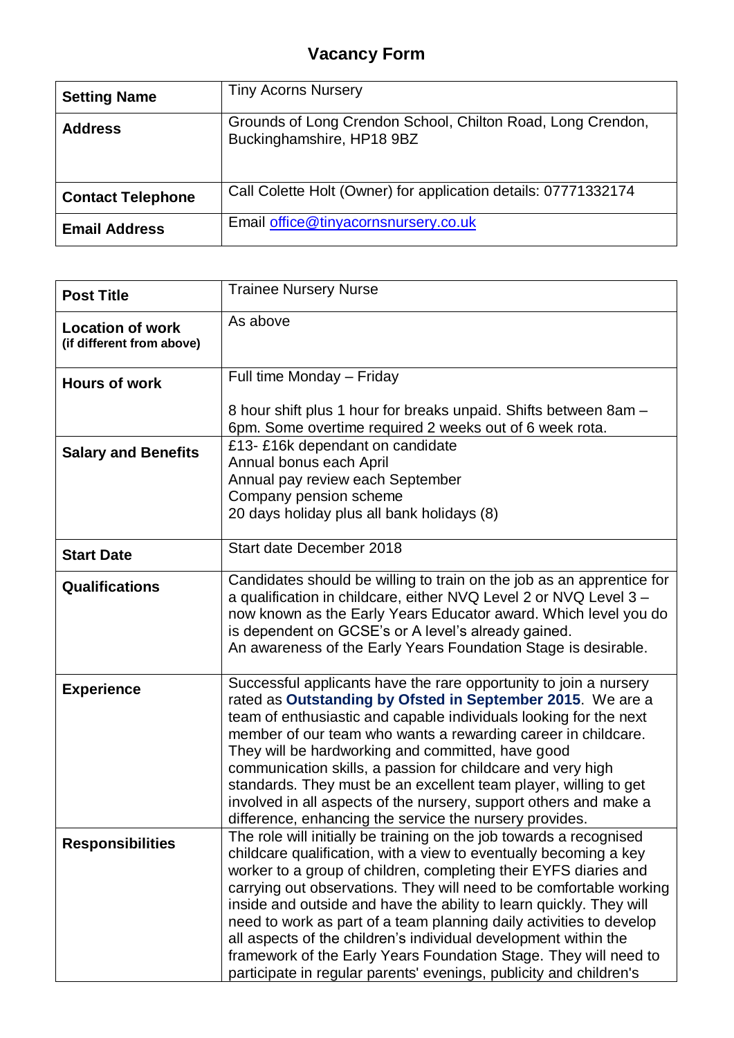# Vacancy Form

| | |
|---|---|
| **Setting Name** | Tiny Acorns Nursery |
| **Address** | Grounds of Long Crendon School, Chilton Road, Long Crendon, Buckinghamshire, HP18 9BZ |
| **Contact Telephone** | Call Colette Holt (Owner) for application details: 07771332174 |
| **Email Address** | Email office@tinyacornsnursery.co.uk |

| | |
|---|---|
| **Post Title** | Trainee Nursery Nurse |
| **Location of work (if different from above)** | As above |
| **Hours of work** | Full time Monday – Friday<br><br>8 hour shift plus 1 hour for breaks unpaid. Shifts between 8am – 6pm. Some overtime required 2 weeks out of 6 week rota. |
| **Salary and Benefits** | £13- £16k dependant on candidate<br>Annual bonus each April<br>Annual pay review each September<br>Company pension scheme<br>20 days holiday plus all bank holidays (8) |
| **Start Date** | Start date December 2018 |
| **Qualifications** | Candidates should be willing to train on the job as an apprentice for a qualification in childcare, either NVQ Level 2 or NVQ Level 3 – now known as the Early Years Educator award. Which level you do is dependent on GCSE's or A level's already gained.<br>An awareness of the Early Years Foundation Stage is desirable. |
| **Experience** | Successful applicants have the rare opportunity to join a nursery rated as **Outstanding by Ofsted in September 2015**. We are a team of enthusiastic and capable individuals looking for the next member of our team who wants a rewarding career in childcare. They will be hardworking and committed, have good communication skills, a passion for childcare and very high standards. They must be an excellent team player, willing to get involved in all aspects of the nursery, support others and make a difference, enhancing the service the nursery provides. |
| **Responsibilities** | The role will initially be training on the job towards a recognised childcare qualification, with a view to eventually becoming a key worker to a group of children, completing their EYFS diaries and carrying out observations. They will need to be comfortable working inside and outside and have the ability to learn quickly. They will need to work as part of a team planning daily activities to develop all aspects of the children's individual development within the framework of the Early Years Foundation Stage. They will need to participate in regular parents' evenings, publicity and children's |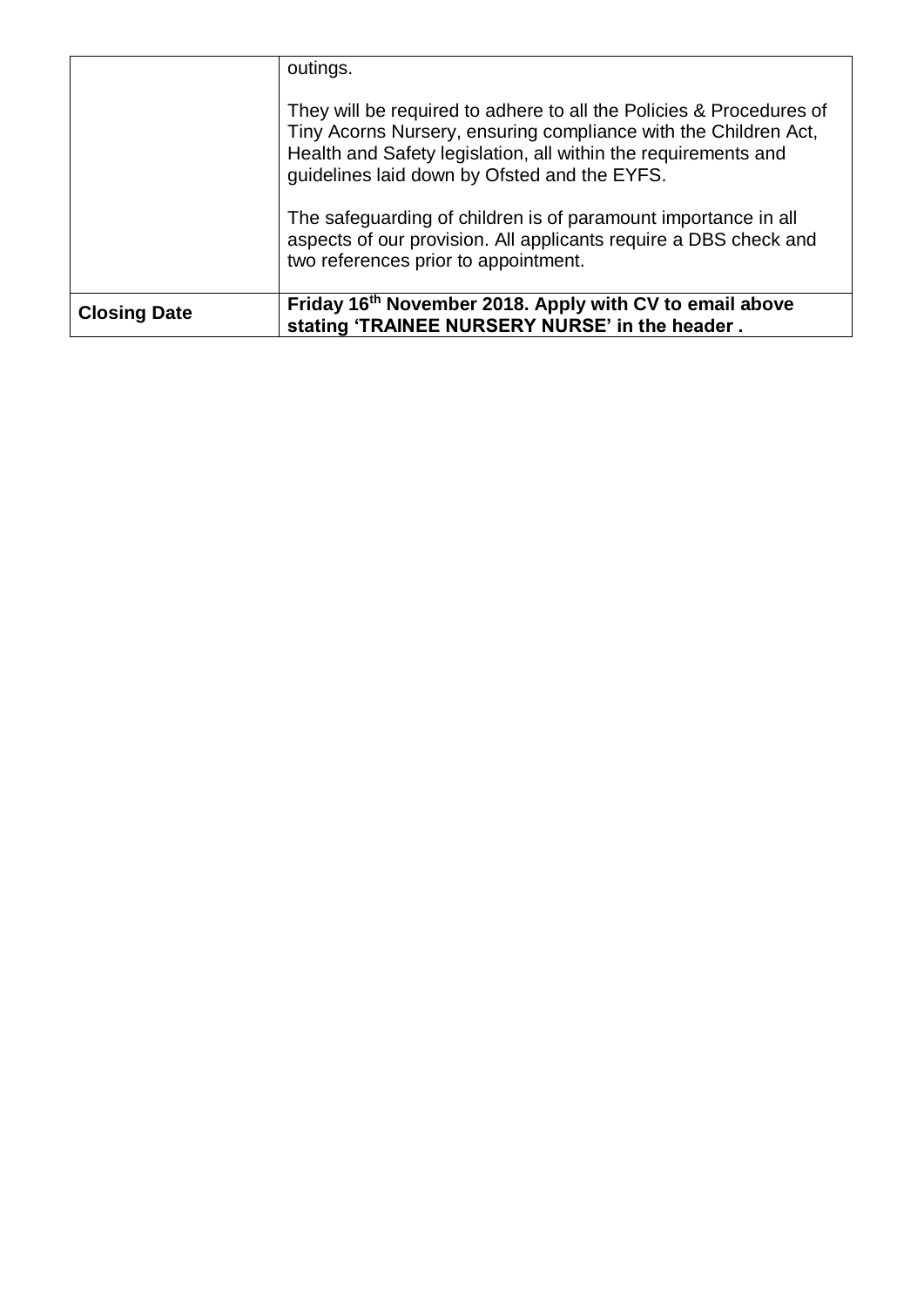| | |
|---|---|
| | outings.<br><br>They will be required to adhere to all the Policies & Procedures of Tiny Acorns Nursery, ensuring compliance with the Children Act, Health and Safety legislation, all within the requirements and guidelines laid down by Ofsted and the EYFS.<br><br>The safeguarding of children is of paramount importance in all aspects of our provision. All applicants require a DBS check and two references prior to appointment. |
| **Closing Date** | **Friday 16th November 2018. Apply with CV to email above stating 'TRAINEE NURSERY NURSE' in the header .** |